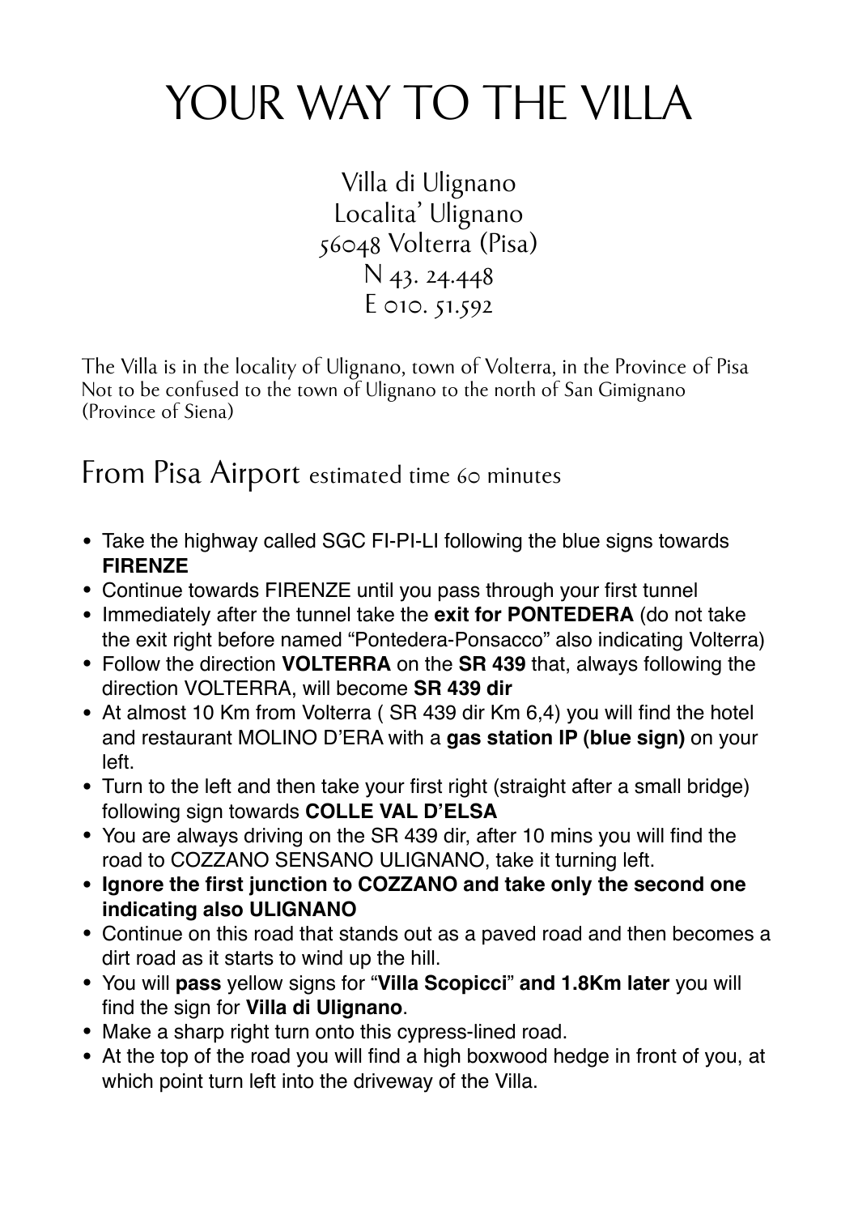# YOUR WAY TO THE VILLA

Villa di Ulignano
Localita' Ulignano
56048 Volterra (Pisa)
N 43. 24.448
E 010. 51.592

The Villa is in the locality of Ulignano, town of Volterra, in the Province of Pisa
Not to be confused to the town of Ulignano to the north of San Gimignano (Province of Siena)

## From Pisa Airport estimated time 60 minutes

- Take the highway called SGC FI-PI-LI following the blue signs towards **FIRENZE**
- Continue towards FIRENZE until you pass through your first tunnel
- Immediately after the tunnel take the **exit for PONTEDERA** (do not take the exit right before named "Pontedera-Ponsacco" also indicating Volterra)
- Follow the direction **VOLTERRA** on the **SR 439** that, always following the direction VOLTERRA, will become **SR 439 dir**
- At almost 10 Km from Volterra ( SR 439 dir Km 6,4) you will find the hotel and restaurant MOLINO D'ERA with a **gas station IP (blue sign)** on your left.
- Turn to the left and then take your first right (straight after a small bridge) following sign towards **COLLE VAL D'ELSA**
- You are always driving on the SR 439 dir, after 10 mins you will find the road to COZZANO SENSANO ULIGNANO, take it turning left.
- **Ignore the first junction to COZZANO and take only the second one indicating also ULIGNANO**
- Continue on this road that stands out as a paved road and then becomes a dirt road as it starts to wind up the hill.
- You will **pass** yellow signs for "**Villa Scopicci**" **and 1.8Km later** you will find the sign for **Villa di Ulignano**.
- Make a sharp right turn onto this cypress-lined road.
- At the top of the road you will find a high boxwood hedge in front of you, at which point turn left into the driveway of the Villa.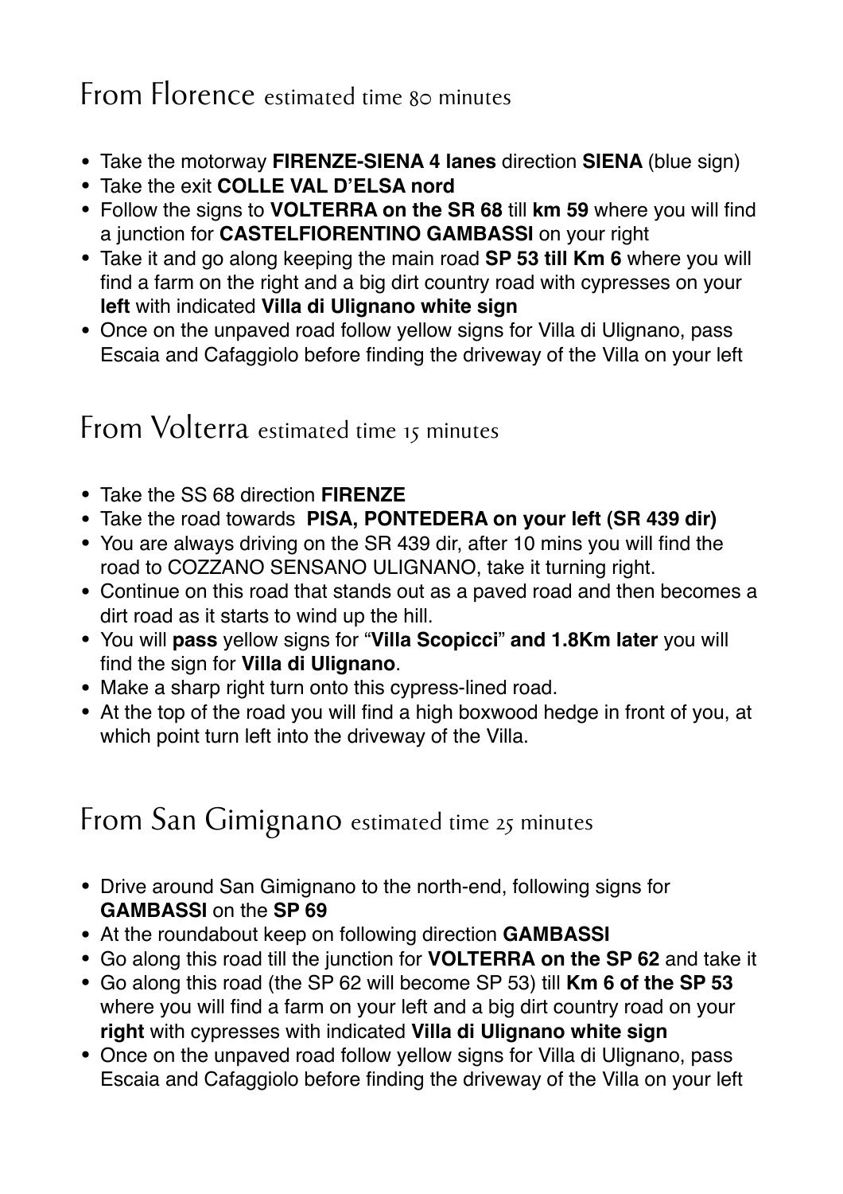## From Florence estimated time 80 minutes

- Take the motorway **FIRENZE-SIENA 4 lanes** direction **SIENA** (blue sign)
- Take the exit **COLLE VAL D'ELSA nord**
- Follow the signs to **VOLTERRA on the SR 68** till **km 59** where you will find a junction for **CASTELFIORENTINO GAMBASSI** on your right
- Take it and go along keeping the main road **SP 53 till Km 6** where you will find a farm on the right and a big dirt country road with cypresses on your **left** with indicated **Villa di Ulignano white sign**
- Once on the unpaved road follow yellow signs for Villa di Ulignano, pass Escaia and Cafaggiolo before finding the driveway of the Villa on your left

## From Volterra estimated time 15 minutes

- Take the SS 68 direction **FIRENZE**
- Take the road towards **PISA, PONTEDERA on your left (SR 439 dir)**
- You are always driving on the SR 439 dir, after 10 mins you will find the road to COZZANO SENSANO ULIGNANO, take it turning right.
- Continue on this road that stands out as a paved road and then becomes a dirt road as it starts to wind up the hill.
- You will **pass** yellow signs for "**Villa Scopicci**" **and 1.8Km later** you will find the sign for **Villa di Ulignano**.
- Make a sharp right turn onto this cypress-lined road.
- At the top of the road you will find a high boxwood hedge in front of you, at which point turn left into the driveway of the Villa.

## From San Gimignano estimated time 25 minutes

- Drive around San Gimignano to the north-end, following signs for **GAMBASSI** on the **SP 69**
- At the roundabout keep on following direction **GAMBASSI**
- Go along this road till the junction for **VOLTERRA on the SP 62** and take it
- Go along this road (the SP 62 will become SP 53) till **Km 6 of the SP 53** where you will find a farm on your left and a big dirt country road on your **right** with cypresses with indicated **Villa di Ulignano white sign**
- Once on the unpaved road follow yellow signs for Villa di Ulignano, pass Escaia and Cafaggiolo before finding the driveway of the Villa on your left